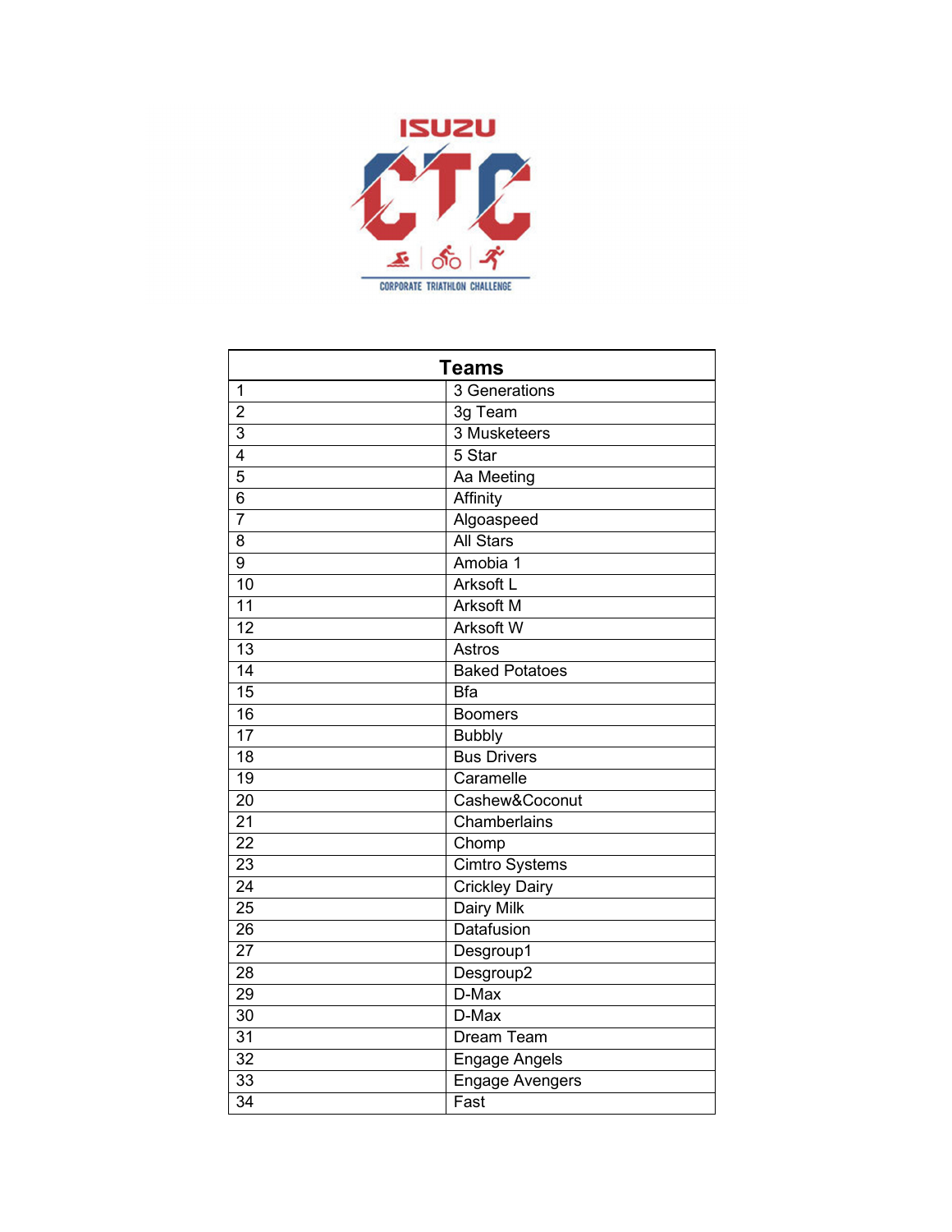ISUZU CTC

CORPORATE TRIATHLON CHALLENGE

| Teams | |
|---|---|
| 1 | 3 Generations |
| 2 | 3g Team |
| 3 | 3 Musketeers |
| 4 | 5 Star |
| 5 | Aa Meeting |
| 6 | Affinity |
| 7 | Algoaspeed |
| 8 | All Stars |
| 9 | Amobia 1 |
| 10 | Arksoft L |
| 11 | Arksoft M |
| 12 | Arksoft W |
| 13 | Astros |
| 14 | Baked Potatoes |
| 15 | Bfa |
| 16 | Boomers |
| 17 | Bubbly |
| 18 | Bus Drivers |
| 19 | Caramelle |
| 20 | Cashew&Coconut |
| 21 | Chamberlains |
| 22 | Chomp |
| 23 | Cimtro Systems |
| 24 | Crickley Dairy |
| 25 | Dairy Milk |
| 26 | Datafusion |
| 27 | Desgroup1 |
| 28 | Desgroup2 |
| 29 | D-Max |
| 30 | D-Max |
| 31 | Dream Team |
| 32 | Engage Angels |
| 33 | Engage Avengers |
| 34 | Fast |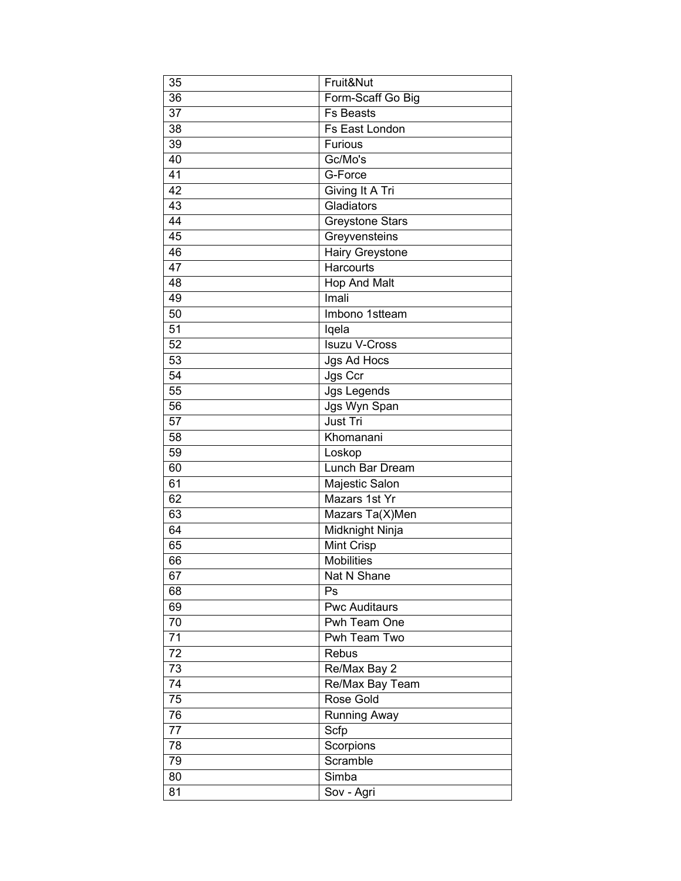| 35 | Fruit&Nut |
|---|---|
| 36 | Form-Scaff Go Big |
| 37 | Fs Beasts |
| 38 | Fs East London |
| 39 | Furious |
| 40 | Gc/Mo's |
| 41 | G-Force |
| 42 | Giving It A Tri |
| 43 | Gladiators |
| 44 | Greystone Stars |
| 45 | Greyvensteins |
| 46 | Hairy Greystone |
| 47 | Harcourts |
| 48 | Hop And Malt |
| 49 | Imali |
| 50 | Imbono 1stteam |
| 51 | Iqela |
| 52 | Isuzu V-Cross |
| 53 | Jgs Ad Hocs |
| 54 | Jgs Ccr |
| 55 | Jgs Legends |
| 56 | Jgs Wyn Span |
| 57 | Just Tri |
| 58 | Khomanani |
| 59 | Loskop |
| 60 | Lunch Bar Dream |
| 61 | Majestic Salon |
| 62 | Mazars 1st Yr |
| 63 | Mazars Ta(X)Men |
| 64 | Midknight Ninja |
| 65 | Mint Crisp |
| 66 | Mobilities |
| 67 | Nat N Shane |
| 68 | Ps |
| 69 | Pwc Auditaurs |
| 70 | Pwh Team One |
| 71 | Pwh Team Two |
| 72 | Rebus |
| 73 | Re/Max Bay 2 |
| 74 | Re/Max Bay Team |
| 75 | Rose Gold |
| 76 | Running Away |
| 77 | Scfp |
| 78 | Scorpions |
| 79 | Scramble |
| 80 | Simba |
| 81 | Sov - Agri |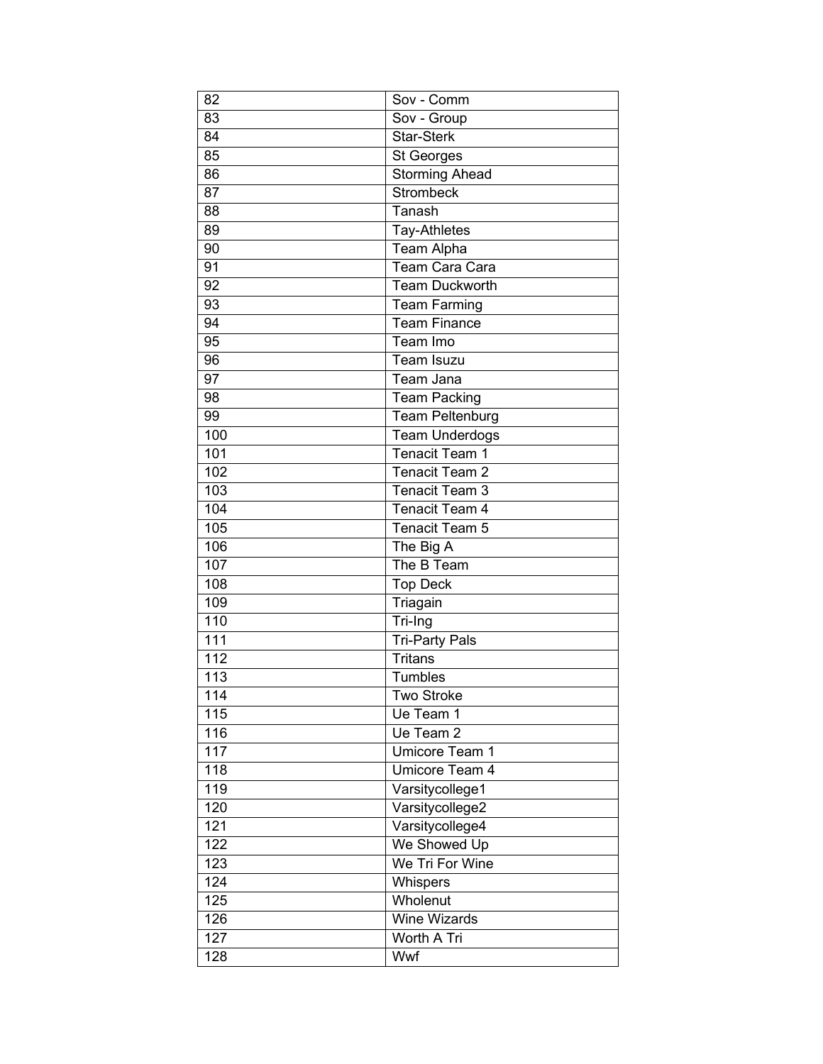| 82 | Sov - Comm |
|---|---|
| 83 | Sov - Group |
| 84 | Star-Sterk |
| 85 | St Georges |
| 86 | Storming Ahead |
| 87 | Strombeck |
| 88 | Tanash |
| 89 | Tay-Athletes |
| 90 | Team Alpha |
| 91 | Team Cara Cara |
| 92 | Team Duckworth |
| 93 | Team Farming |
| 94 | Team Finance |
| 95 | Team Imo |
| 96 | Team Isuzu |
| 97 | Team Jana |
| 98 | Team Packing |
| 99 | Team Peltenburg |
| 100 | Team Underdogs |
| 101 | Tenacit Team 1 |
| 102 | Tenacit Team 2 |
| 103 | Tenacit Team 3 |
| 104 | Tenacit Team 4 |
| 105 | Tenacit Team 5 |
| 106 | The Big A |
| 107 | The B Team |
| 108 | Top Deck |
| 109 | Triagain |
| 110 | Tri-Ing |
| 111 | Tri-Party Pals |
| 112 | Tritans |
| 113 | Tumbles |
| 114 | Two Stroke |
| 115 | Ue Team 1 |
| 116 | Ue Team 2 |
| 117 | Umicore Team 1 |
| 118 | Umicore Team 4 |
| 119 | Varsitycollege1 |
| 120 | Varsitycollege2 |
| 121 | Varsitycollege4 |
| 122 | We Showed Up |
| 123 | We Tri For Wine |
| 124 | Whispers |
| 125 | Wholenut |
| 126 | Wine Wizards |
| 127 | Worth A Tri |
| 128 | Wwf |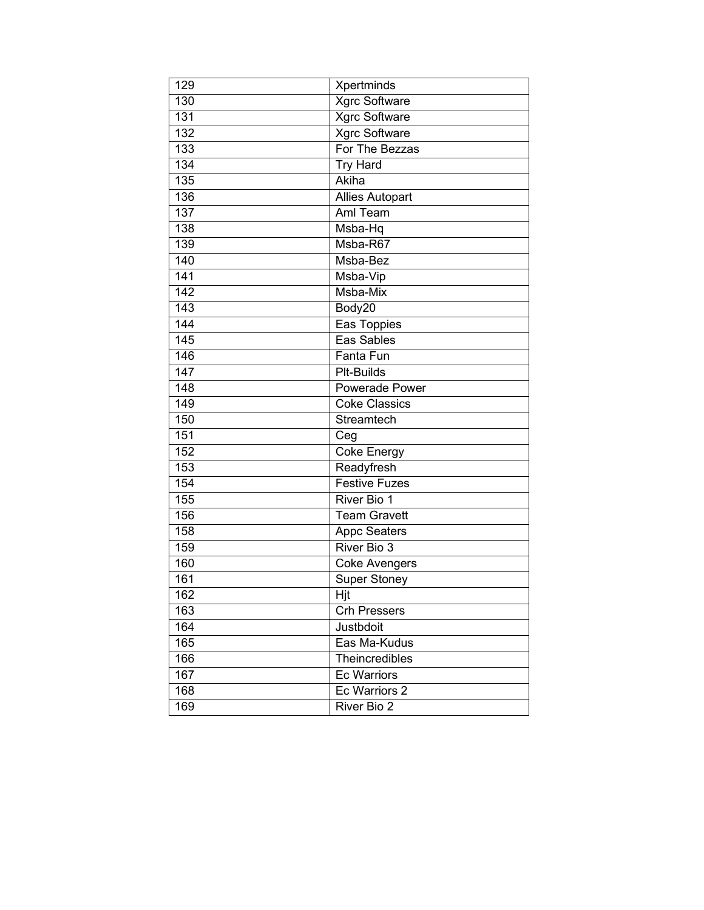| | |
|---|---|
| 129 | Xpertminds |
| 130 | Xgrc Software |
| 131 | Xgrc Software |
| 132 | Xgrc Software |
| 133 | For The Bezzas |
| 134 | Try Hard |
| 135 | Akiha |
| 136 | Allies Autopart |
| 137 | Aml Team |
| 138 | Msba-Hq |
| 139 | Msba-R67 |
| 140 | Msba-Bez |
| 141 | Msba-Vip |
| 142 | Msba-Mix |
| 143 | Body20 |
| 144 | Eas Toppies |
| 145 | Eas Sables |
| 146 | Fanta Fun |
| 147 | Plt-Builds |
| 148 | Powerade Power |
| 149 | Coke Classics |
| 150 | Streamtech |
| 151 | Ceg |
| 152 | Coke Energy |
| 153 | Readyfresh |
| 154 | Festive Fuzes |
| 155 | River Bio 1 |
| 156 | Team Gravett |
| 158 | Appc Seaters |
| 159 | River Bio 3 |
| 160 | Coke Avengers |
| 161 | Super Stoney |
| 162 | Hjt |
| 163 | Crh Pressers |
| 164 | Justbdoit |
| 165 | Eas Ma-Kudus |
| 166 | Theincredibles |
| 167 | Ec Warriors |
| 168 | Ec Warriors 2 |
| 169 | River Bio 2 |